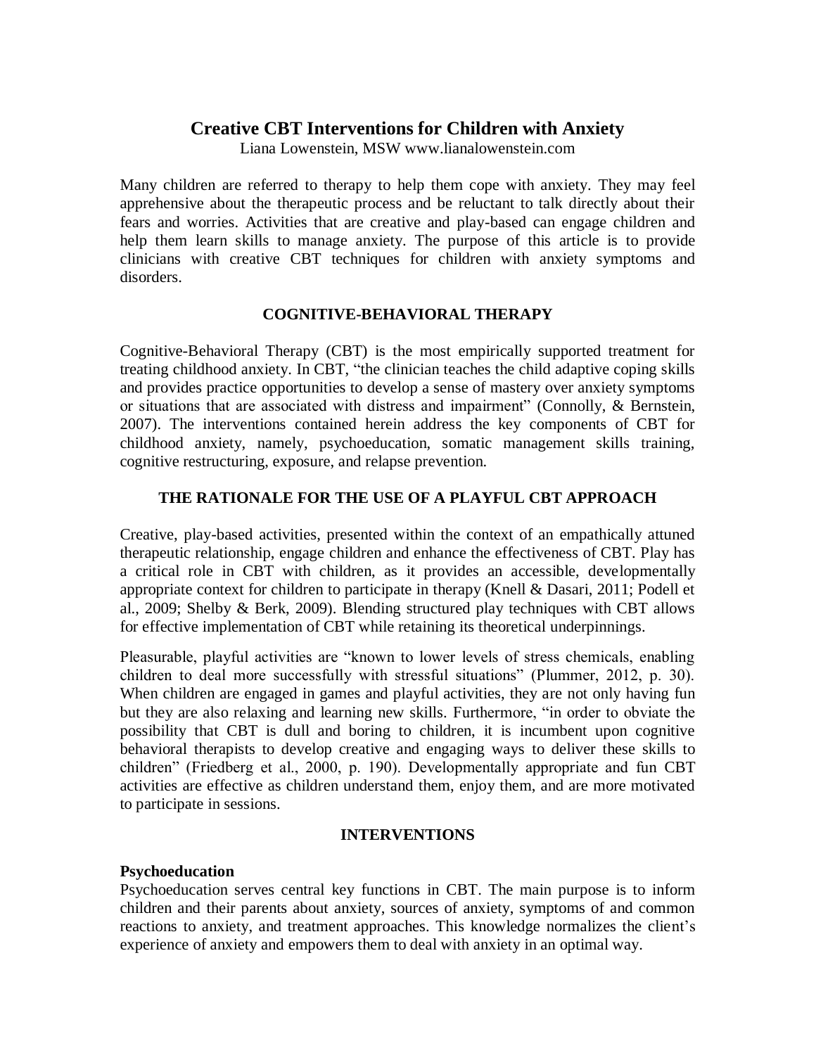# Creative CBT Interventions for Children with Anxiety

Liana Lowenstein, MSW www.lianalowenstein.com

Many children are referred to therapy to help them cope with anxiety. They may feel apprehensive about the therapeutic process and be reluctant to talk directly about their fears and worries. Activities that are creative and play-based can engage children and help them learn skills to manage anxiety. The purpose of this article is to provide clinicians with creative CBT techniques for children with anxiety symptoms and disorders.

## COGNITIVE-BEHAVIORAL THERAPY

Cognitive-Behavioral Therapy (CBT) is the most empirically supported treatment for treating childhood anxiety. In CBT, "the clinician teaches the child adaptive coping skills and provides practice opportunities to develop a sense of mastery over anxiety symptoms or situations that are associated with distress and impairment" (Connolly, & Bernstein, 2007). The interventions contained herein address the key components of CBT for childhood anxiety, namely, psychoeducation, somatic management skills training, cognitive restructuring, exposure, and relapse prevention.

## THE RATIONALE FOR THE USE OF A PLAYFUL CBT APPROACH

Creative, play-based activities, presented within the context of an empathically attuned therapeutic relationship, engage children and enhance the effectiveness of CBT. Play has a critical role in CBT with children, as it provides an accessible, developmentally appropriate context for children to participate in therapy (Knell & Dasari, 2011; Podell et al., 2009; Shelby & Berk, 2009). Blending structured play techniques with CBT allows for effective implementation of CBT while retaining its theoretical underpinnings.

Pleasurable, playful activities are "known to lower levels of stress chemicals, enabling children to deal more successfully with stressful situations" (Plummer, 2012, p. 30). When children are engaged in games and playful activities, they are not only having fun but they are also relaxing and learning new skills. Furthermore, "in order to obviate the possibility that CBT is dull and boring to children, it is incumbent upon cognitive behavioral therapists to develop creative and engaging ways to deliver these skills to children" (Friedberg et al., 2000, p. 190). Developmentally appropriate and fun CBT activities are effective as children understand them, enjoy them, and are more motivated to participate in sessions.

## INTERVENTIONS

### Psychoeducation

Psychoeducation serves central key functions in CBT. The main purpose is to inform children and their parents about anxiety, sources of anxiety, symptoms of and common reactions to anxiety, and treatment approaches. This knowledge normalizes the client's experience of anxiety and empowers them to deal with anxiety in an optimal way.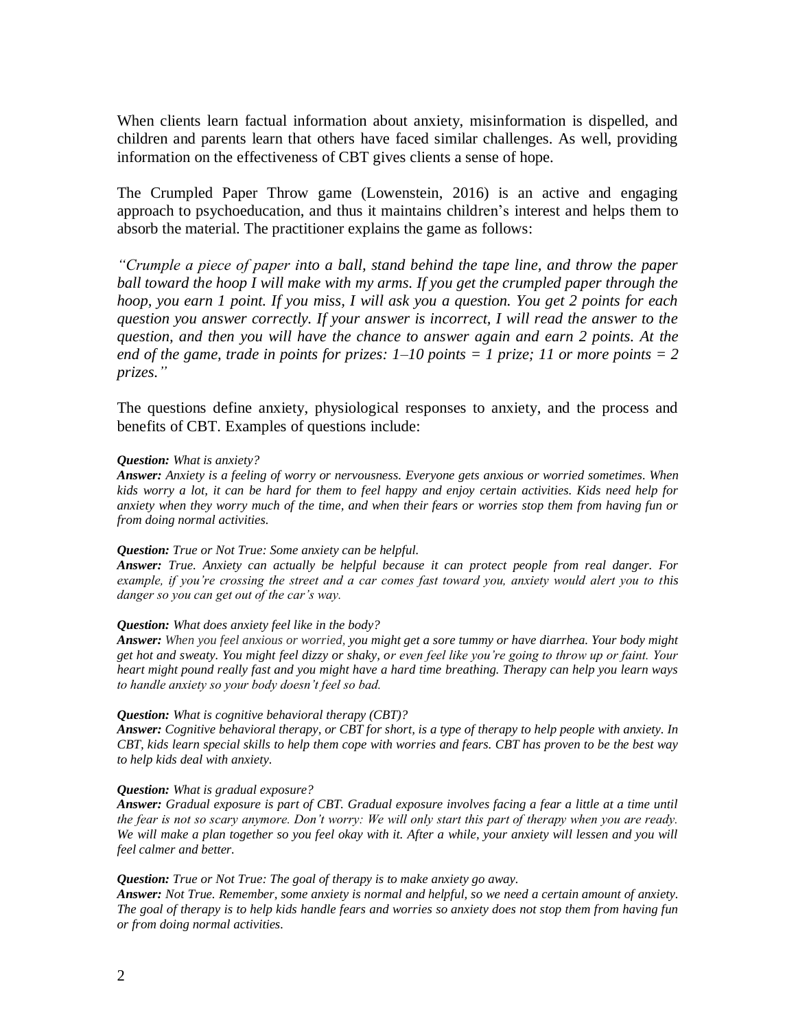When clients learn factual information about anxiety, misinformation is dispelled, and children and parents learn that others have faced similar challenges. As well, providing information on the effectiveness of CBT gives clients a sense of hope.

The Crumpled Paper Throw game (Lowenstein, 2016) is an active and engaging approach to psychoeducation, and thus it maintains children's interest and helps them to absorb the material. The practitioner explains the game as follows:

*"Crumple a piece of paper into a ball, stand behind the tape line, and throw the paper ball toward the hoop I will make with my arms. If you get the crumpled paper through the hoop, you earn 1 point. If you miss, I will ask you a question. You get 2 points for each question you answer correctly. If your answer is incorrect, I will read the answer to the question, and then you will have the chance to answer again and earn 2 points. At the end of the game, trade in points for prizes: 1–10 points = 1 prize; 11 or more points = 2 prizes."*

The questions define anxiety, physiological responses to anxiety, and the process and benefits of CBT. Examples of questions include:

***Question:*** *What is anxiety?*
***Answer:*** *Anxiety is a feeling of worry or nervousness. Everyone gets anxious or worried sometimes. When kids worry a lot, it can be hard for them to feel happy and enjoy certain activities. Kids need help for anxiety when they worry much of the time, and when their fears or worries stop them from having fun or from doing normal activities.*

***Question:*** *True or Not True: Some anxiety can be helpful.*
***Answer:*** *True. Anxiety can actually be helpful because it can protect people from real danger. For example, if you're crossing the street and a car comes fast toward you, anxiety would alert you to this danger so you can get out of the car's way.*

***Question:*** *What does anxiety feel like in the body?*
***Answer:*** *When you feel anxious or worried, you might get a sore tummy or have diarrhea. Your body might get hot and sweaty. You might feel dizzy or shaky, or even feel like you're going to throw up or faint. Your heart might pound really fast and you might have a hard time breathing. Therapy can help you learn ways to handle anxiety so your body doesn't feel so bad.*

***Question:*** *What is cognitive behavioral therapy (CBT)?*
***Answer:*** *Cognitive behavioral therapy, or CBT for short, is a type of therapy to help people with anxiety. In CBT, kids learn special skills to help them cope with worries and fears. CBT has proven to be the best way to help kids deal with anxiety.*

***Question:*** *What is gradual exposure?*
***Answer:*** *Gradual exposure is part of CBT. Gradual exposure involves facing a fear a little at a time until the fear is not so scary anymore. Don't worry: We will only start this part of therapy when you are ready. We will make a plan together so you feel okay with it. After a while, your anxiety will lessen and you will feel calmer and better.*

***Question:*** *True or Not True: The goal of therapy is to make anxiety go away.*
***Answer:*** *Not True. Remember, some anxiety is normal and helpful, so we need a certain amount of anxiety. The goal of therapy is to help kids handle fears and worries so anxiety does not stop them from having fun or from doing normal activities.*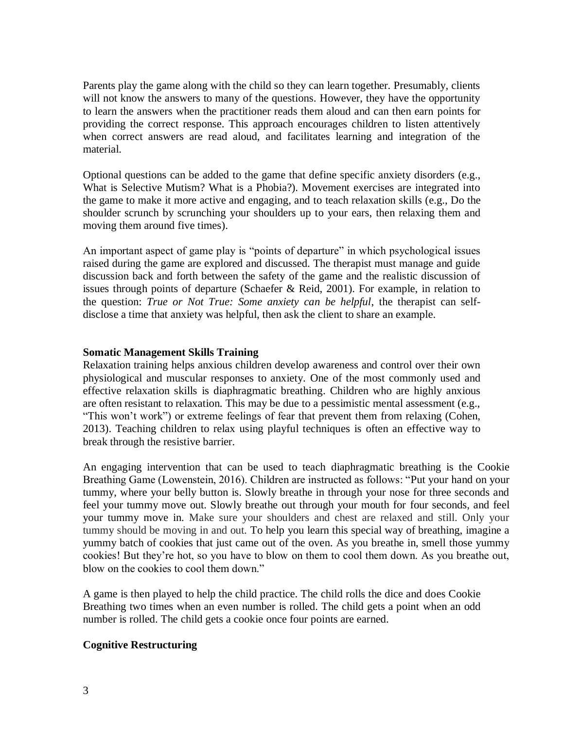Parents play the game along with the child so they can learn together. Presumably, clients will not know the answers to many of the questions. However, they have the opportunity to learn the answers when the practitioner reads them aloud and can then earn points for providing the correct response. This approach encourages children to listen attentively when correct answers are read aloud, and facilitates learning and integration of the material.

Optional questions can be added to the game that define specific anxiety disorders (e.g., What is Selective Mutism? What is a Phobia?). Movement exercises are integrated into the game to make it more active and engaging, and to teach relaxation skills (e.g., Do the shoulder scrunch by scrunching your shoulders up to your ears, then relaxing them and moving them around five times).

An important aspect of game play is "points of departure" in which psychological issues raised during the game are explored and discussed. The therapist must manage and guide discussion back and forth between the safety of the game and the realistic discussion of issues through points of departure (Schaefer & Reid, 2001). For example, in relation to the question: *True or Not True: Some anxiety can be helpful*, the therapist can self-disclose a time that anxiety was helpful, then ask the client to share an example.

**Somatic Management Skills Training**

Relaxation training helps anxious children develop awareness and control over their own physiological and muscular responses to anxiety. One of the most commonly used and effective relaxation skills is diaphragmatic breathing. Children who are highly anxious are often resistant to relaxation. This may be due to a pessimistic mental assessment (e.g., "This won't work") or extreme feelings of fear that prevent them from relaxing (Cohen, 2013). Teaching children to relax using playful techniques is often an effective way to break through the resistive barrier.

An engaging intervention that can be used to teach diaphragmatic breathing is the Cookie Breathing Game (Lowenstein, 2016). Children are instructed as follows: "Put your hand on your tummy, where your belly button is. Slowly breathe in through your nose for three seconds and feel your tummy move out. Slowly breathe out through your mouth for four seconds, and feel your tummy move in. Make sure your shoulders and chest are relaxed and still. Only your tummy should be moving in and out. To help you learn this special way of breathing, imagine a yummy batch of cookies that just came out of the oven. As you breathe in, smell those yummy cookies! But they're hot, so you have to blow on them to cool them down. As you breathe out, blow on the cookies to cool them down."

A game is then played to help the child practice. The child rolls the dice and does Cookie Breathing two times when an even number is rolled. The child gets a point when an odd number is rolled. The child gets a cookie once four points are earned.

**Cognitive Restructuring**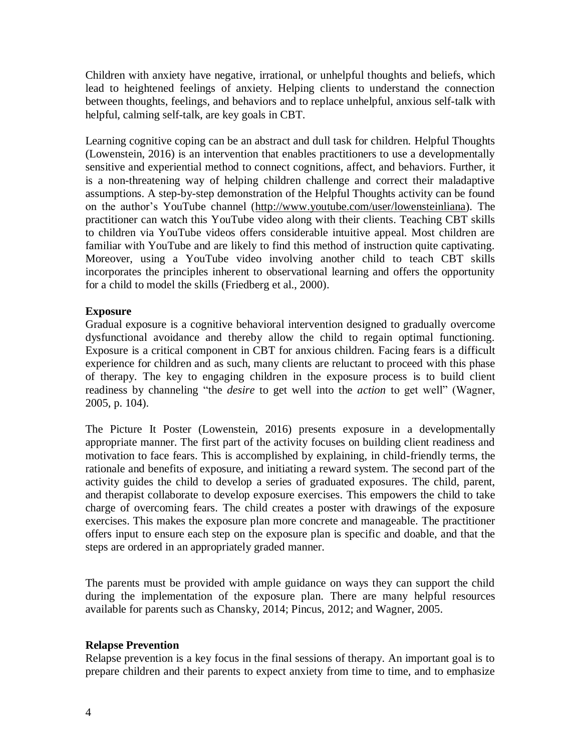Children with anxiety have negative, irrational, or unhelpful thoughts and beliefs, which lead to heightened feelings of anxiety. Helping clients to understand the connection between thoughts, feelings, and behaviors and to replace unhelpful, anxious self-talk with helpful, calming self-talk, are key goals in CBT.

Learning cognitive coping can be an abstract and dull task for children. Helpful Thoughts (Lowenstein, 2016) is an intervention that enables practitioners to use a developmentally sensitive and experiential method to connect cognitions, affect, and behaviors. Further, it is a non-threatening way of helping children challenge and correct their maladaptive assumptions. A step-by-step demonstration of the Helpful Thoughts activity can be found on the author's YouTube channel (http://www.youtube.com/user/lowensteinliana). The practitioner can watch this YouTube video along with their clients. Teaching CBT skills to children via YouTube videos offers considerable intuitive appeal. Most children are familiar with YouTube and are likely to find this method of instruction quite captivating. Moreover, using a YouTube video involving another child to teach CBT skills incorporates the principles inherent to observational learning and offers the opportunity for a child to model the skills (Friedberg et al., 2000).

**Exposure**

Gradual exposure is a cognitive behavioral intervention designed to gradually overcome dysfunctional avoidance and thereby allow the child to regain optimal functioning. Exposure is a critical component in CBT for anxious children. Facing fears is a difficult experience for children and as such, many clients are reluctant to proceed with this phase of therapy. The key to engaging children in the exposure process is to build client readiness by channeling "the *desire* to get well into the *action* to get well" (Wagner, 2005, p. 104).

The Picture It Poster (Lowenstein, 2016) presents exposure in a developmentally appropriate manner. The first part of the activity focuses on building client readiness and motivation to face fears. This is accomplished by explaining, in child-friendly terms, the rationale and benefits of exposure, and initiating a reward system. The second part of the activity guides the child to develop a series of graduated exposures. The child, parent, and therapist collaborate to develop exposure exercises. This empowers the child to take charge of overcoming fears. The child creates a poster with drawings of the exposure exercises. This makes the exposure plan more concrete and manageable. The practitioner offers input to ensure each step on the exposure plan is specific and doable, and that the steps are ordered in an appropriately graded manner.

The parents must be provided with ample guidance on ways they can support the child during the implementation of the exposure plan. There are many helpful resources available for parents such as Chansky, 2014; Pincus, 2012; and Wagner, 2005.

**Relapse Prevention**

Relapse prevention is a key focus in the final sessions of therapy. An important goal is to prepare children and their parents to expect anxiety from time to time, and to emphasize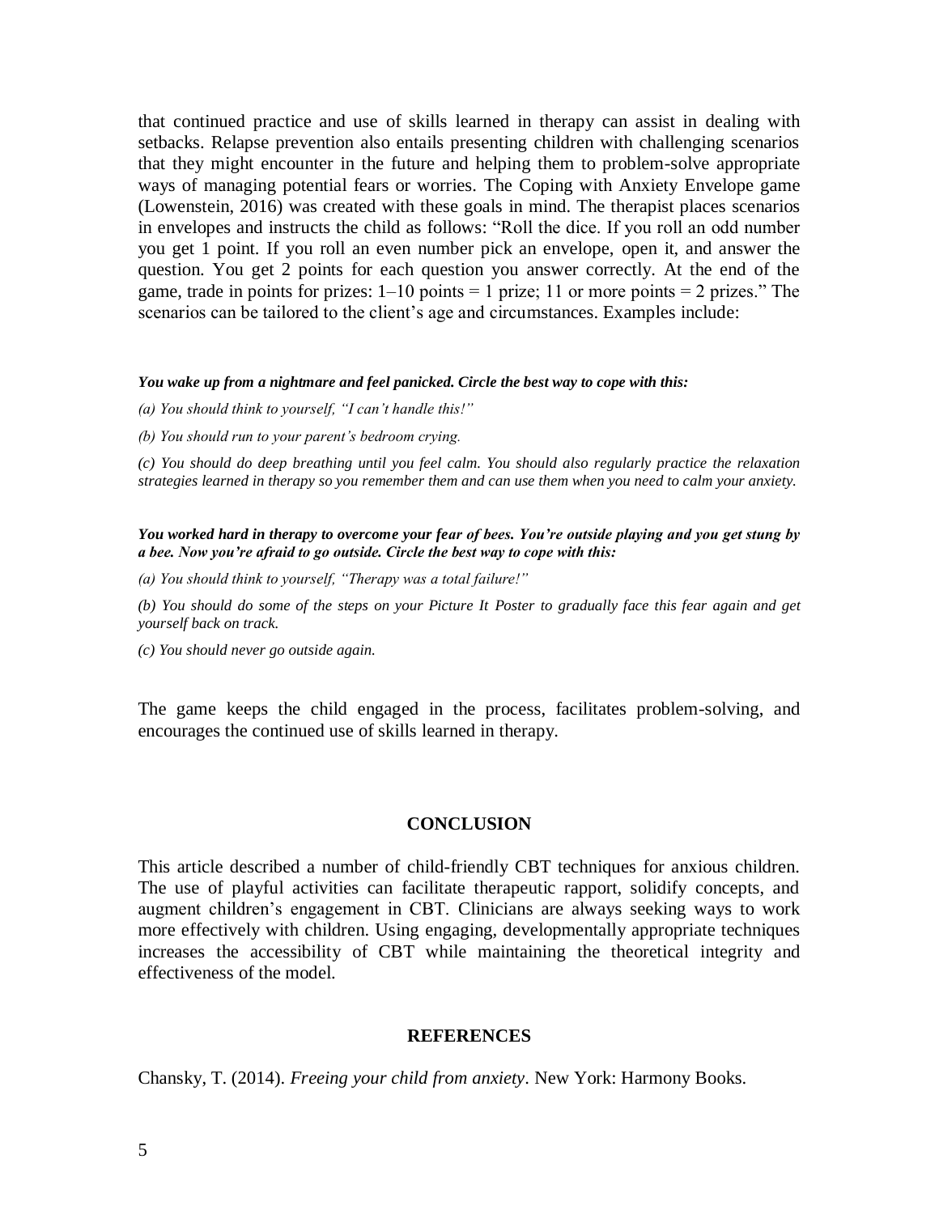that continued practice and use of skills learned in therapy can assist in dealing with setbacks. Relapse prevention also entails presenting children with challenging scenarios that they might encounter in the future and helping them to problem-solve appropriate ways of managing potential fears or worries. The Coping with Anxiety Envelope game (Lowenstein, 2016) was created with these goals in mind. The therapist places scenarios in envelopes and instructs the child as follows: "Roll the dice. If you roll an odd number you get 1 point. If you roll an even number pick an envelope, open it, and answer the question. You get 2 points for each question you answer correctly. At the end of the game, trade in points for prizes: 1–10 points = 1 prize; 11 or more points = 2 prizes." The scenarios can be tailored to the client's age and circumstances. Examples include:

***You wake up from a nightmare and feel panicked. Circle the best way to cope with this:***

*(a) You should think to yourself, "I can't handle this!"*

*(b) You should run to your parent's bedroom crying.*

*(c) You should do deep breathing until you feel calm. You should also regularly practice the relaxation strategies learned in therapy so you remember them and can use them when you need to calm your anxiety.*

***You worked hard in therapy to overcome your fear of bees. You're outside playing and you get stung by a bee. Now you're afraid to go outside. Circle the best way to cope with this:***

*(a) You should think to yourself, "Therapy was a total failure!"*

*(b) You should do some of the steps on your Picture It Poster to gradually face this fear again and get yourself back on track.*

*(c) You should never go outside again.*

The game keeps the child engaged in the process, facilitates problem-solving, and encourages the continued use of skills learned in therapy.

## CONCLUSION

This article described a number of child-friendly CBT techniques for anxious children. The use of playful activities can facilitate therapeutic rapport, solidify concepts, and augment children's engagement in CBT. Clinicians are always seeking ways to work more effectively with children. Using engaging, developmentally appropriate techniques increases the accessibility of CBT while maintaining the theoretical integrity and effectiveness of the model.

## REFERENCES

Chansky, T. (2014). *Freeing your child from anxiety*. New York: Harmony Books.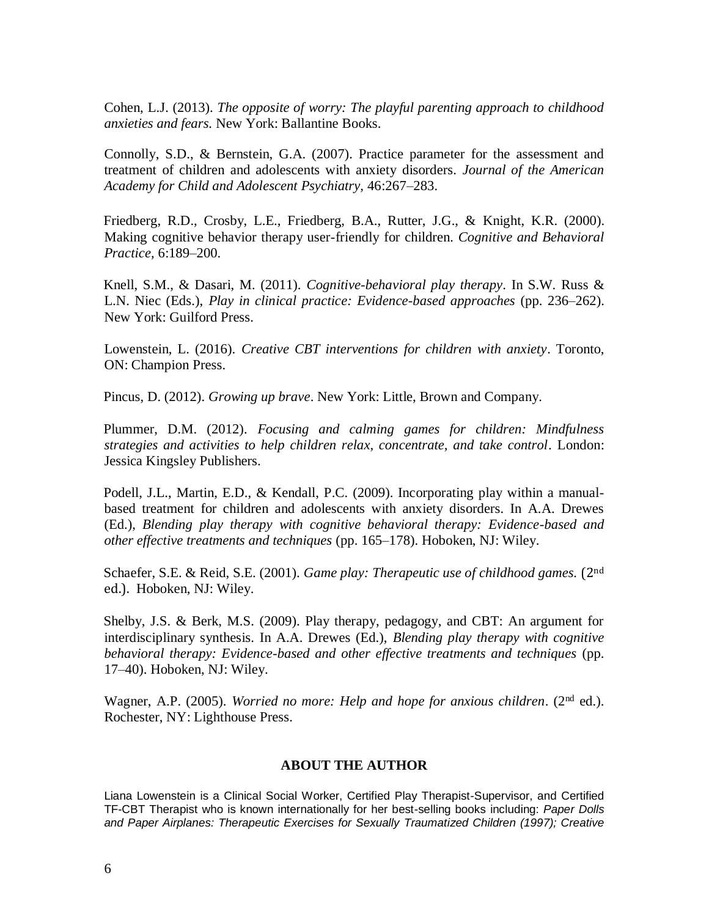Cohen, L.J. (2013). *The opposite of worry: The playful parenting approach to childhood anxieties and fears.* New York: Ballantine Books.

Connolly, S.D., & Bernstein, G.A. (2007). Practice parameter for the assessment and treatment of children and adolescents with anxiety disorders. *Journal of the American Academy for Child and Adolescent Psychiatry,* 46:267–283.

Friedberg, R.D., Crosby, L.E., Friedberg, B.A., Rutter, J.G., & Knight, K.R. (2000). Making cognitive behavior therapy user-friendly for children. *Cognitive and Behavioral Practice,* 6:189–200.

Knell, S.M., & Dasari, M. (2011). *Cognitive-behavioral play therapy*. In S.W. Russ & L.N. Niec (Eds.), *Play in clinical practice: Evidence-based approaches* (pp. 236–262). New York: Guilford Press.

Lowenstein, L. (2016). *Creative CBT interventions for children with anxiety*. Toronto, ON: Champion Press.

Pincus, D. (2012). *Growing up brave*. New York: Little, Brown and Company.

Plummer, D.M. (2012). *Focusing and calming games for children: Mindfulness strategies and activities to help children relax, concentrate, and take control*. London: Jessica Kingsley Publishers.

Podell, J.L., Martin, E.D., & Kendall, P.C. (2009). Incorporating play within a manual-based treatment for children and adolescents with anxiety disorders. In A.A. Drewes (Ed.), *Blending play therapy with cognitive behavioral therapy: Evidence-based and other effective treatments and techniques* (pp. 165–178). Hoboken, NJ: Wiley.

Schaefer, S.E. & Reid, S.E. (2001). *Game play: Therapeutic use of childhood games.* (2nd ed.). Hoboken, NJ: Wiley.

Shelby, J.S. & Berk, M.S. (2009). Play therapy, pedagogy, and CBT: An argument for interdisciplinary synthesis. In A.A. Drewes (Ed.), *Blending play therapy with cognitive behavioral therapy: Evidence-based and other effective treatments and techniques* (pp. 17–40). Hoboken, NJ: Wiley.

Wagner, A.P. (2005). *Worried no more: Help and hope for anxious children*. (2nd ed.). Rochester, NY: Lighthouse Press.

## ABOUT THE AUTHOR

Liana Lowenstein is a Clinical Social Worker, Certified Play Therapist-Supervisor, and Certified TF-CBT Therapist who is known internationally for her best-selling books including: *Paper Dolls and Paper Airplanes: Therapeutic Exercises for Sexually Traumatized Children (1997); Creative*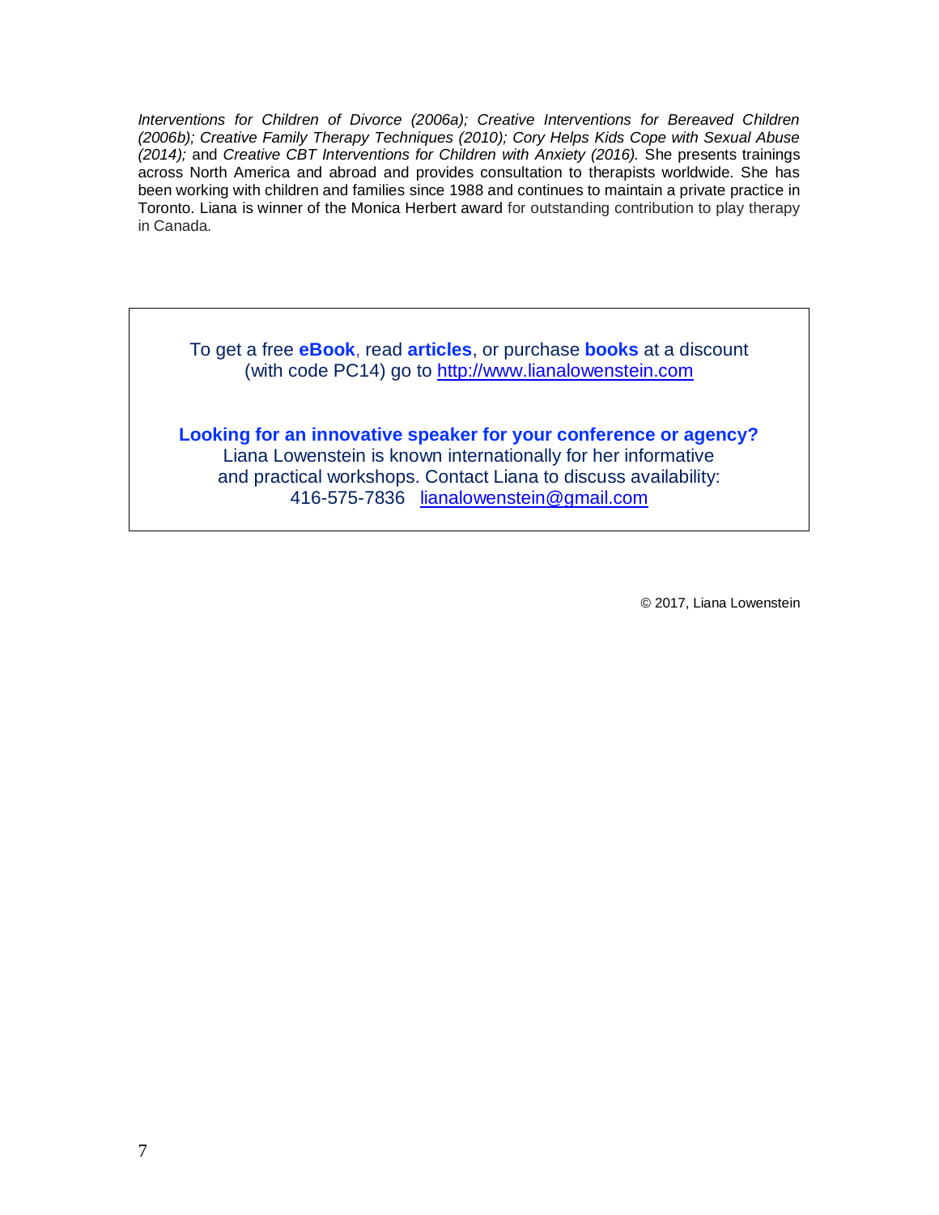*Interventions for Children of Divorce (2006a); Creative Interventions for Bereaved Children (2006b); Creative Family Therapy Techniques (2010); Cory Helps Kids Cope with Sexual Abuse (2014);* and *Creative CBT Interventions for Children with Anxiety (2016).* She presents trainings across North America and abroad and provides consultation to therapists worldwide. She has been working with children and families since 1988 and continues to maintain a private practice in Toronto. Liana is winner of the Monica Herbert award for outstanding contribution to play therapy in Canada.

To get a free **eBook**, read **articles**, or purchase **books** at a discount (with code PC14) go to http://www.lianalowenstein.com

**Looking for an innovative speaker for your conference or agency?**
Liana Lowenstein is known internationally for her informative and practical workshops. Contact Liana to discuss availability:
416-575-7836 lianalowenstein@gmail.com

© 2017, Liana Lowenstein